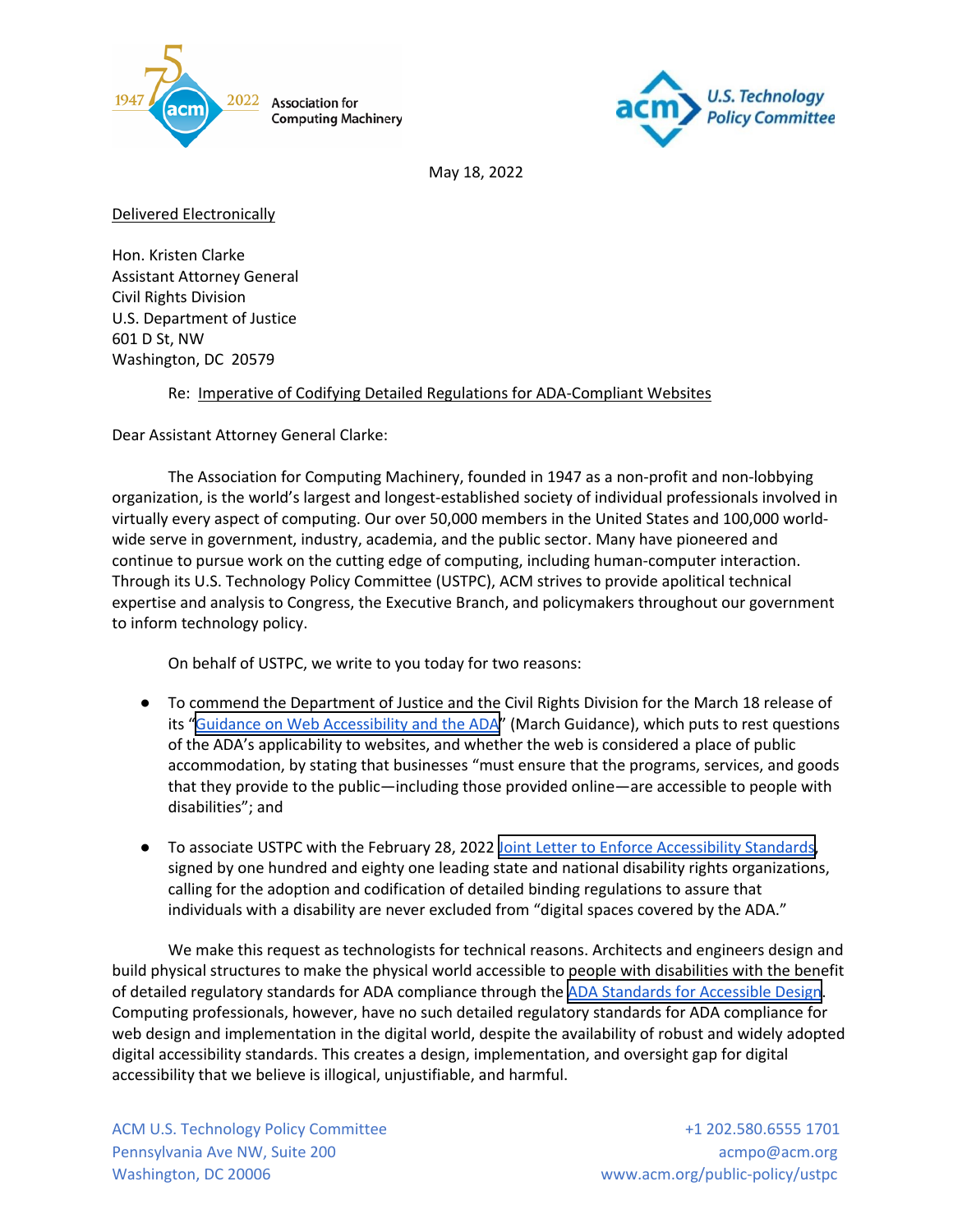May 18, 2022

Delivered Electronically

Hon. Kristen Clarke
Assistant Attorney General
Civil Rights Division
U.S. Department of Justice
601 D St, NW
Washington, DC 20579

Re: Imperative of Codifying Detailed Regulations for ADA-Compliant Websites

Dear Assistant Attorney General Clarke:

The Association for Computing Machinery, founded in 1947 as a non-profit and non-lobbying organization, is the world's largest and longest-established society of individual professionals involved in virtually every aspect of computing. Our over 50,000 members in the United States and 100,000 world-wide serve in government, industry, academia, and the public sector. Many have pioneered and continue to pursue work on the cutting edge of computing, including human-computer interaction. Through its U.S. Technology Policy Committee (USTPC), ACM strives to provide apolitical technical expertise and analysis to Congress, the Executive Branch, and policymakers throughout our government to inform technology policy.

On behalf of USTPC, we write to you today for two reasons:

- To commend the Department of Justice and the Civil Rights Division for the March 18 release of its "Guidance on Web Accessibility and the ADA" (March Guidance), which puts to rest questions of the ADA's applicability to websites, and whether the web is considered a place of public accommodation, by stating that businesses "must ensure that the programs, services, and goods that they provide to the public—including those provided online—are accessible to people with disabilities"; and

- To associate USTPC with the February 28, 2022 Joint Letter to Enforce Accessibility Standards, signed by one hundred and eighty one leading state and national disability rights organizations, calling for the adoption and codification of detailed binding regulations to assure that individuals with a disability are never excluded from "digital spaces covered by the ADA."

We make this request as technologists for technical reasons. Architects and engineers design and build physical structures to make the physical world accessible to people with disabilities with the benefit of detailed regulatory standards for ADA compliance through the ADA Standards for Accessible Design. Computing professionals, however, have no such detailed regulatory standards for ADA compliance for web design and implementation in the digital world, despite the availability of robust and widely adopted digital accessibility standards. This creates a design, implementation, and oversight gap for digital accessibility that we believe is illogical, unjustifiable, and harmful.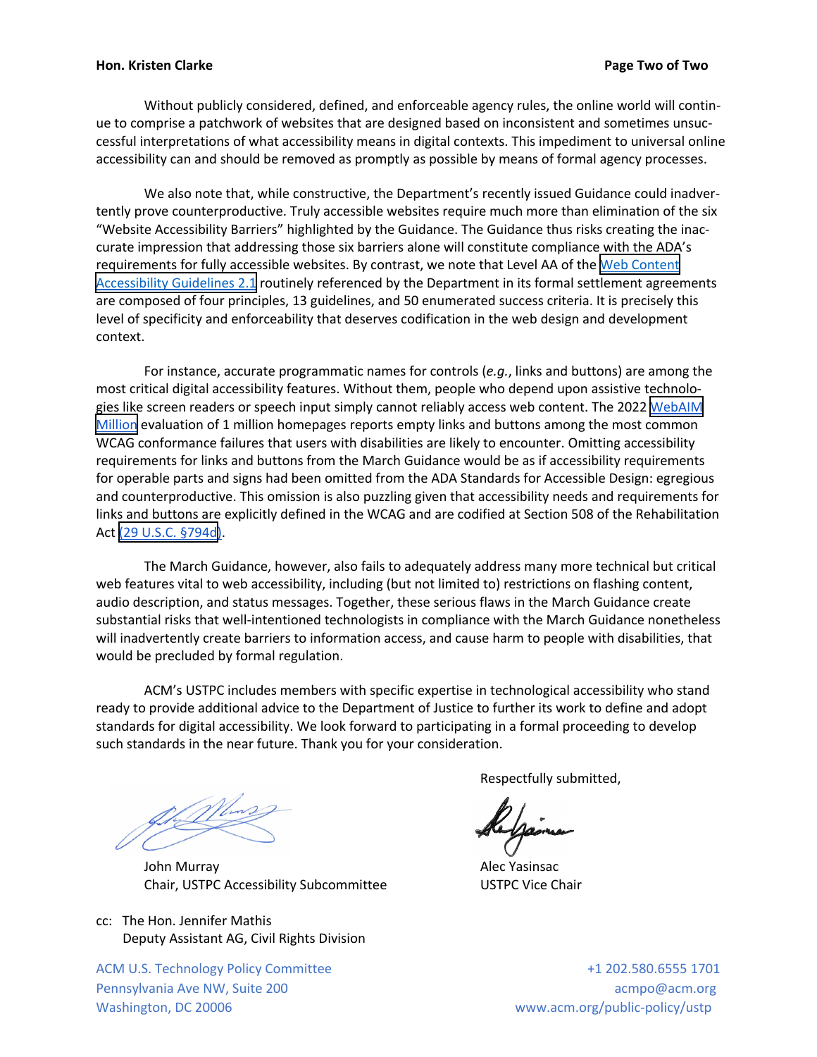Without publicly considered, defined, and enforceable agency rules, the online world will continue to comprise a patchwork of websites that are designed based on inconsistent and sometimes unsuccessful interpretations of what accessibility means in digital contexts. This impediment to universal online accessibility can and should be removed as promptly as possible by means of formal agency processes.

We also note that, while constructive, the Department's recently issued Guidance could inadvertently prove counterproductive. Truly accessible websites require much more than elimination of the six "Website Accessibility Barriers" highlighted by the Guidance. The Guidance thus risks creating the inaccurate impression that addressing those six barriers alone will constitute compliance with the ADA's requirements for fully accessible websites. By contrast, we note that Level AA of the Web Content Accessibility Guidelines 2.1 routinely referenced by the Department in its formal settlement agreements are composed of four principles, 13 guidelines, and 50 enumerated success criteria. It is precisely this level of specificity and enforceability that deserves codification in the web design and development context.

For instance, accurate programmatic names for controls (*e.g.*, links and buttons) are among the most critical digital accessibility features. Without them, people who depend upon assistive technologies like screen readers or speech input simply cannot reliably access web content. The 2022 WebAIM Million evaluation of 1 million homepages reports empty links and buttons among the most common WCAG conformance failures that users with disabilities are likely to encounter. Omitting accessibility requirements for links and buttons from the March Guidance would be as if accessibility requirements for operable parts and signs had been omitted from the ADA Standards for Accessible Design: egregious and counterproductive. This omission is also puzzling given that accessibility needs and requirements for links and buttons are explicitly defined in the WCAG and are codified at Section 508 of the Rehabilitation Act (29 U.S.C. §794d).

The March Guidance, however, also fails to adequately address many more technical but critical web features vital to web accessibility, including (but not limited to) restrictions on flashing content, audio description, and status messages. Together, these serious flaws in the March Guidance create substantial risks that well-intentioned technologists in compliance with the March Guidance nonetheless will inadvertently create barriers to information access, and cause harm to people with disabilities, that would be precluded by formal regulation.

ACM's USTPC includes members with specific expertise in technological accessibility who stand ready to provide additional advice to the Department of Justice to further its work to define and adopt standards for digital accessibility. We look forward to participating in a formal proceeding to develop such standards in the near future. Thank you for your consideration.

Respectfully submitted,

John Murray
Chair, USTPC Accessibility Subcommittee

Alec Yasinsac
USTPC Vice Chair

cc: The Hon. Jennifer Mathis
Deputy Assistant AG, Civil Rights Division

ACM U.S. Technology Policy Committee
1701 Pennsylvania Ave NW, Suite 200
Washington, DC 20006

+1 202.580.6555
acmpo@acm.org
www.acm.org/public-policy/ustp